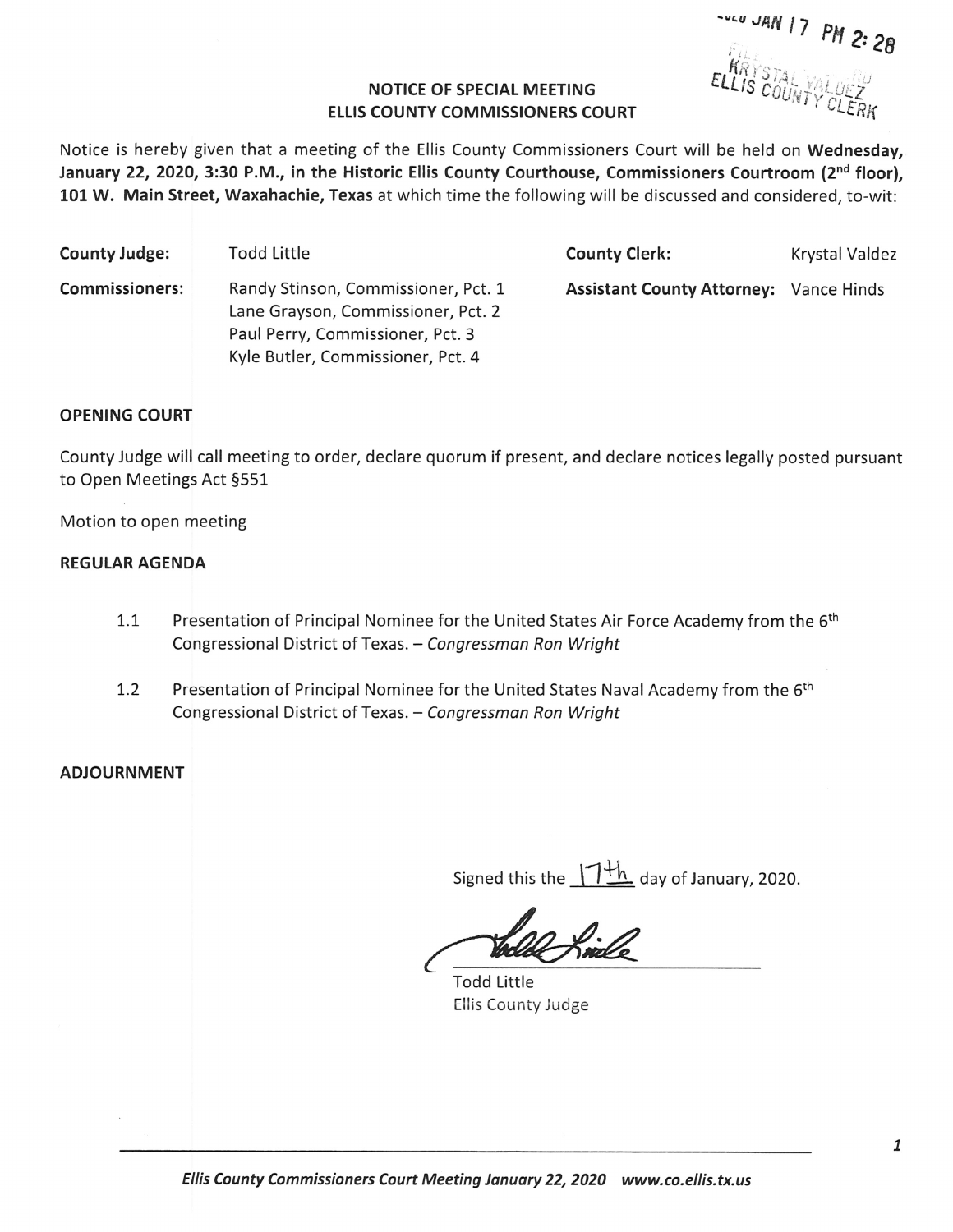2020 JAN 17 PM 2:28
FILED
KRYSTAL VALDEZ
ELLIS COUNTY CLERK

## NOTICE OF SPECIAL MEETING
## ELLIS COUNTY COMMISSIONERS COURT

Notice is hereby given that a meeting of the Ellis County Commissioners Court will be held on **Wednesday, January 22, 2020, 3:30 P.M., in the Historic Ellis County Courthouse, Commissioners Courtroom (2nd floor), 101 W. Main Street, Waxahachie, Texas** at which time the following will be discussed and considered, to-wit:

| | | | |
|---|---|---|---|
| **County Judge:** | Todd Little | **County Clerk:** | Krystal Valdez |
| **Commissioners:** | Randy Stinson, Commissioner, Pct. 1<br>Lane Grayson, Commissioner, Pct. 2<br>Paul Perry, Commissioner, Pct. 3<br>Kyle Butler, Commissioner, Pct. 4 | **Assistant County Attorney:** | Vance Hinds |

### OPENING COURT

County Judge will call meeting to order, declare quorum if present, and declare notices legally posted pursuant to Open Meetings Act §551

Motion to open meeting

### REGULAR AGENDA

1.1 Presentation of Principal Nominee for the United States Air Force Academy from the 6th Congressional District of Texas. – *Congressman Ron Wright*

1.2 Presentation of Principal Nominee for the United States Naval Academy from the 6th Congressional District of Texas. – *Congressman Ron Wright*

### ADJOURNMENT

Signed this the 17th day of January, 2020.

Todd Little
Ellis County Judge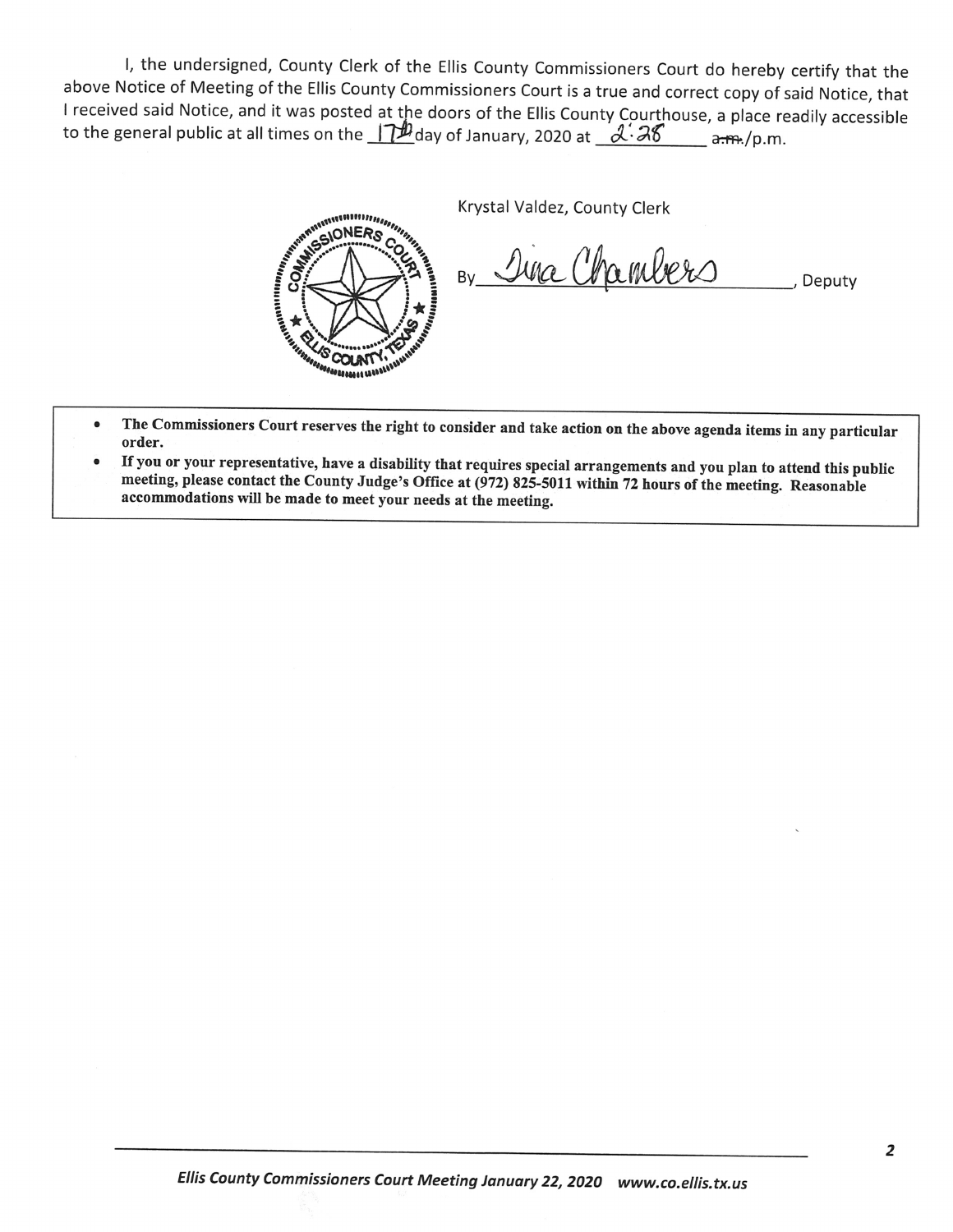I, the undersigned, County Clerk of the Ellis County Commissioners Court do hereby certify that the above Notice of Meeting of the Ellis County Commissioners Court is a true and correct copy of said Notice, that I received said Notice, and it was posted at the doors of the Ellis County Courthouse, a place readily accessible to the general public at all times on the 17th day of January, 2020 at 2:28 ~~a.m.~~/p.m.

Krystal Valdez, County Clerk

By Tina Chambers, Deputy

- **The Commissioners Court reserves the right to consider and take action on the above agenda items in any particular order.**
- **If you or your representative, have a disability that requires special arrangements and you plan to attend this public meeting, please contact the County Judge's Office at (972) 825-5011 within 72 hours of the meeting. Reasonable accommodations will be made to meet your needs at the meeting.**